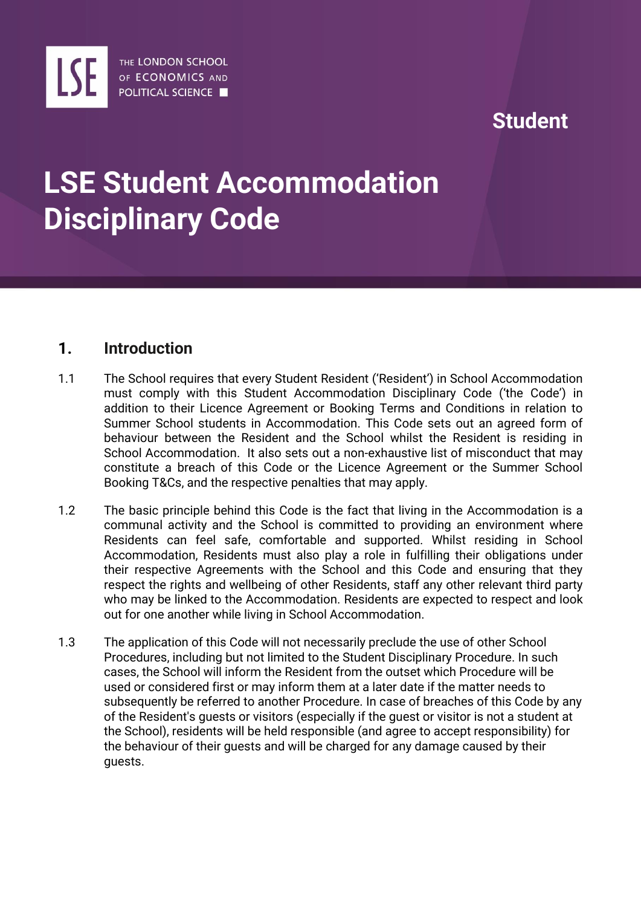THE LONDON SCHOOL OF ECONOMICS AND POLITICAL SCIENCE

Student

# LSE Student Accommodation Disciplinary Code

## 1. Introduction

1.1 The School requires that every Student Resident ('Resident') in School Accommodation must comply with this Student Accommodation Disciplinary Code ('the Code') in addition to their Licence Agreement or Booking Terms and Conditions in relation to Summer School students in Accommodation. This Code sets out an agreed form of behaviour between the Resident and the School whilst the Resident is residing in School Accommodation. It also sets out a non-exhaustive list of misconduct that may constitute a breach of this Code or the Licence Agreement or the Summer School Booking T&Cs, and the respective penalties that may apply.

1.2 The basic principle behind this Code is the fact that living in the Accommodation is a communal activity and the School is committed to providing an environment where Residents can feel safe, comfortable and supported. Whilst residing in School Accommodation, Residents must also play a role in fulfilling their obligations under their respective Agreements with the School and this Code and ensuring that they respect the rights and wellbeing of other Residents, staff any other relevant third party who may be linked to the Accommodation. Residents are expected to respect and look out for one another while living in School Accommodation.

1.3 The application of this Code will not necessarily preclude the use of other School Procedures, including but not limited to the Student Disciplinary Procedure. In such cases, the School will inform the Resident from the outset which Procedure will be used or considered first or may inform them at a later date if the matter needs to subsequently be referred to another Procedure. In case of breaches of this Code by any of the Resident's guests or visitors (especially if the guest or visitor is not a student at the School), residents will be held responsible (and agree to accept responsibility) for the behaviour of their guests and will be charged for any damage caused by their guests.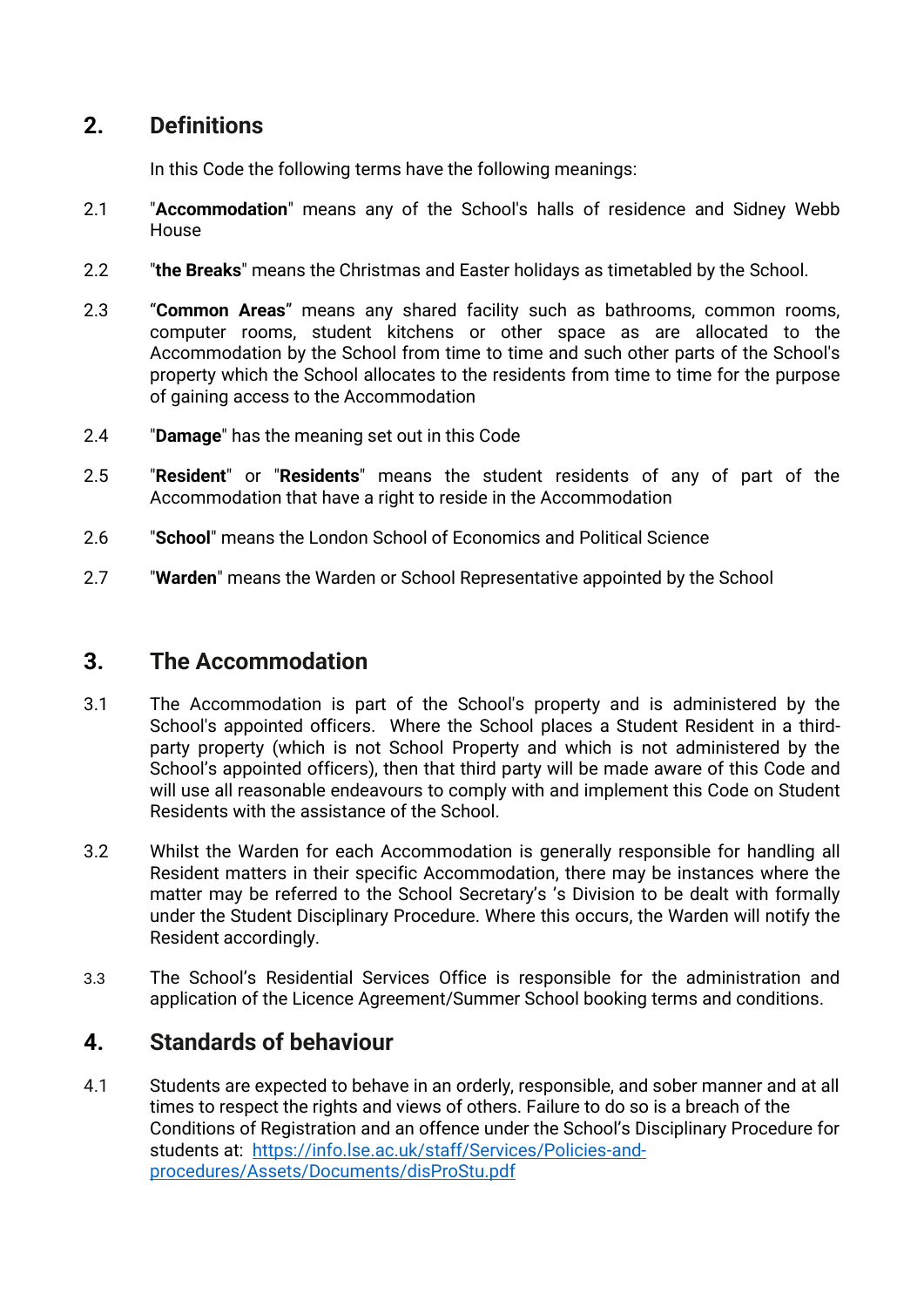## 2. Definitions

In this Code the following terms have the following meanings:

2.1 "**Accommodation**" means any of the School's halls of residence and Sidney Webb House

2.2 "**the Breaks**" means the Christmas and Easter holidays as timetabled by the School.

2.3 "**Common Areas**" means any shared facility such as bathrooms, common rooms, computer rooms, student kitchens or other space as are allocated to the Accommodation by the School from time to time and such other parts of the School's property which the School allocates to the residents from time to time for the purpose of gaining access to the Accommodation

2.4 "**Damage**" has the meaning set out in this Code

2.5 "**Resident**" or "**Residents**" means the student residents of any of part of the Accommodation that have a right to reside in the Accommodation

2.6 "**School**" means the London School of Economics and Political Science

2.7 "**Warden**" means the Warden or School Representative appointed by the School

## 3. The Accommodation

3.1 The Accommodation is part of the School's property and is administered by the School's appointed officers. Where the School places a Student Resident in a third-party property (which is not School Property and which is not administered by the School's appointed officers), then that third party will be made aware of this Code and will use all reasonable endeavours to comply with and implement this Code on Student Residents with the assistance of the School.

3.2 Whilst the Warden for each Accommodation is generally responsible for handling all Resident matters in their specific Accommodation, there may be instances where the matter may be referred to the School Secretary's 's Division to be dealt with formally under the Student Disciplinary Procedure. Where this occurs, the Warden will notify the Resident accordingly.

3.3 The School's Residential Services Office is responsible for the administration and application of the Licence Agreement/Summer School booking terms and conditions.

## 4. Standards of behaviour

4.1 Students are expected to behave in an orderly, responsible, and sober manner and at all times to respect the rights and views of others. Failure to do so is a breach of the Conditions of Registration and an offence under the School's Disciplinary Procedure for students at: [https://info.lse.ac.uk/staff/Services/Policies-and-procedures/Assets/Documents/disProStu.pdf](https://info.lse.ac.uk/staff/Services/Policies-and-procedures/Assets/Documents/disProStu.pdf)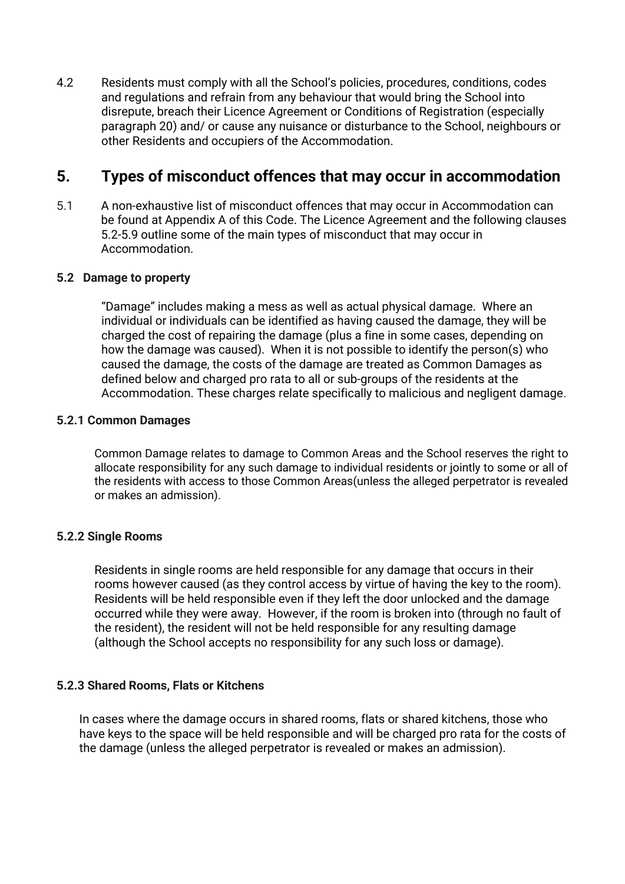4.2 Residents must comply with all the School's policies, procedures, conditions, codes and regulations and refrain from any behaviour that would bring the School into disrepute, breach their Licence Agreement or Conditions of Registration (especially paragraph 20) and/ or cause any nuisance or disturbance to the School, neighbours or other Residents and occupiers of the Accommodation.

## 5. Types of misconduct offences that may occur in accommodation

5.1 A non-exhaustive list of misconduct offences that may occur in Accommodation can be found at Appendix A of this Code. The Licence Agreement and the following clauses 5.2-5.9 outline some of the main types of misconduct that may occur in Accommodation.

### 5.2 Damage to property

"Damage" includes making a mess as well as actual physical damage. Where an individual or individuals can be identified as having caused the damage, they will be charged the cost of repairing the damage (plus a fine in some cases, depending on how the damage was caused). When it is not possible to identify the person(s) who caused the damage, the costs of the damage are treated as Common Damages as defined below and charged pro rata to all or sub-groups of the residents at the Accommodation. These charges relate specifically to malicious and negligent damage.

#### 5.2.1 Common Damages

Common Damage relates to damage to Common Areas and the School reserves the right to allocate responsibility for any such damage to individual residents or jointly to some or all of the residents with access to those Common Areas(unless the alleged perpetrator is revealed or makes an admission).

#### 5.2.2 Single Rooms

Residents in single rooms are held responsible for any damage that occurs in their rooms however caused (as they control access by virtue of having the key to the room). Residents will be held responsible even if they left the door unlocked and the damage occurred while they were away. However, if the room is broken into (through no fault of the resident), the resident will not be held responsible for any resulting damage (although the School accepts no responsibility for any such loss or damage).

#### 5.2.3 Shared Rooms, Flats or Kitchens

In cases where the damage occurs in shared rooms, flats or shared kitchens, those who have keys to the space will be held responsible and will be charged pro rata for the costs of the damage (unless the alleged perpetrator is revealed or makes an admission).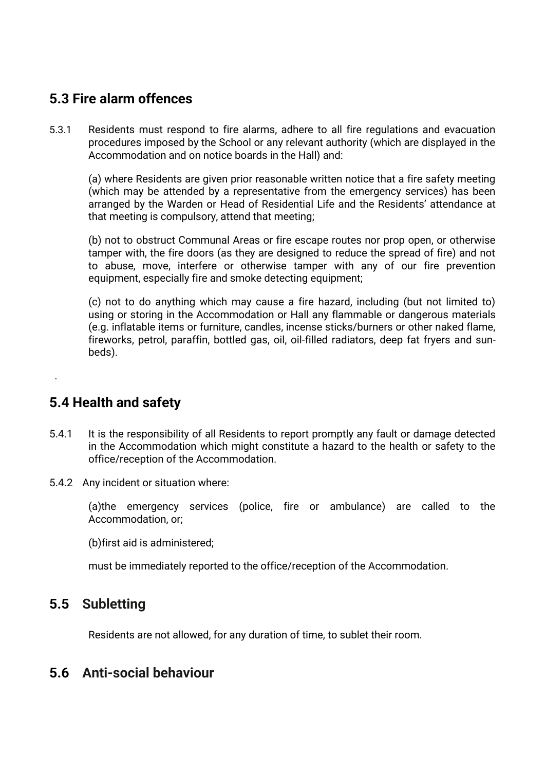## 5.3 Fire alarm offences

5.3.1 Residents must respond to fire alarms, adhere to all fire regulations and evacuation procedures imposed by the School or any relevant authority (which are displayed in the Accommodation and on notice boards in the Hall) and:

(a) where Residents are given prior reasonable written notice that a fire safety meeting (which may be attended by a representative from the emergency services) has been arranged by the Warden or Head of Residential Life and the Residents' attendance at that meeting is compulsory, attend that meeting;

(b) not to obstruct Communal Areas or fire escape routes nor prop open, or otherwise tamper with, the fire doors (as they are designed to reduce the spread of fire) and not to abuse, move, interfere or otherwise tamper with any of our fire prevention equipment, especially fire and smoke detecting equipment;

(c) not to do anything which may cause a fire hazard, including (but not limited to) using or storing in the Accommodation or Hall any flammable or dangerous materials (e.g. inflatable items or furniture, candles, incense sticks/burners or other naked flame, fireworks, petrol, paraffin, bottled gas, oil, oil-filled radiators, deep fat fryers and sun-beds).

.

## 5.4 Health and safety

5.4.1 It is the responsibility of all Residents to report promptly any fault or damage detected in the Accommodation which might constitute a hazard to the health or safety to the office/reception of the Accommodation.

5.4.2 Any incident or situation where:

(a)the emergency services (police, fire or ambulance) are called to the Accommodation, or;

(b)first aid is administered;

must be immediately reported to the office/reception of the Accommodation.

## 5.5 Subletting

Residents are not allowed, for any duration of time, to sublet their room.

## 5.6 Anti-social behaviour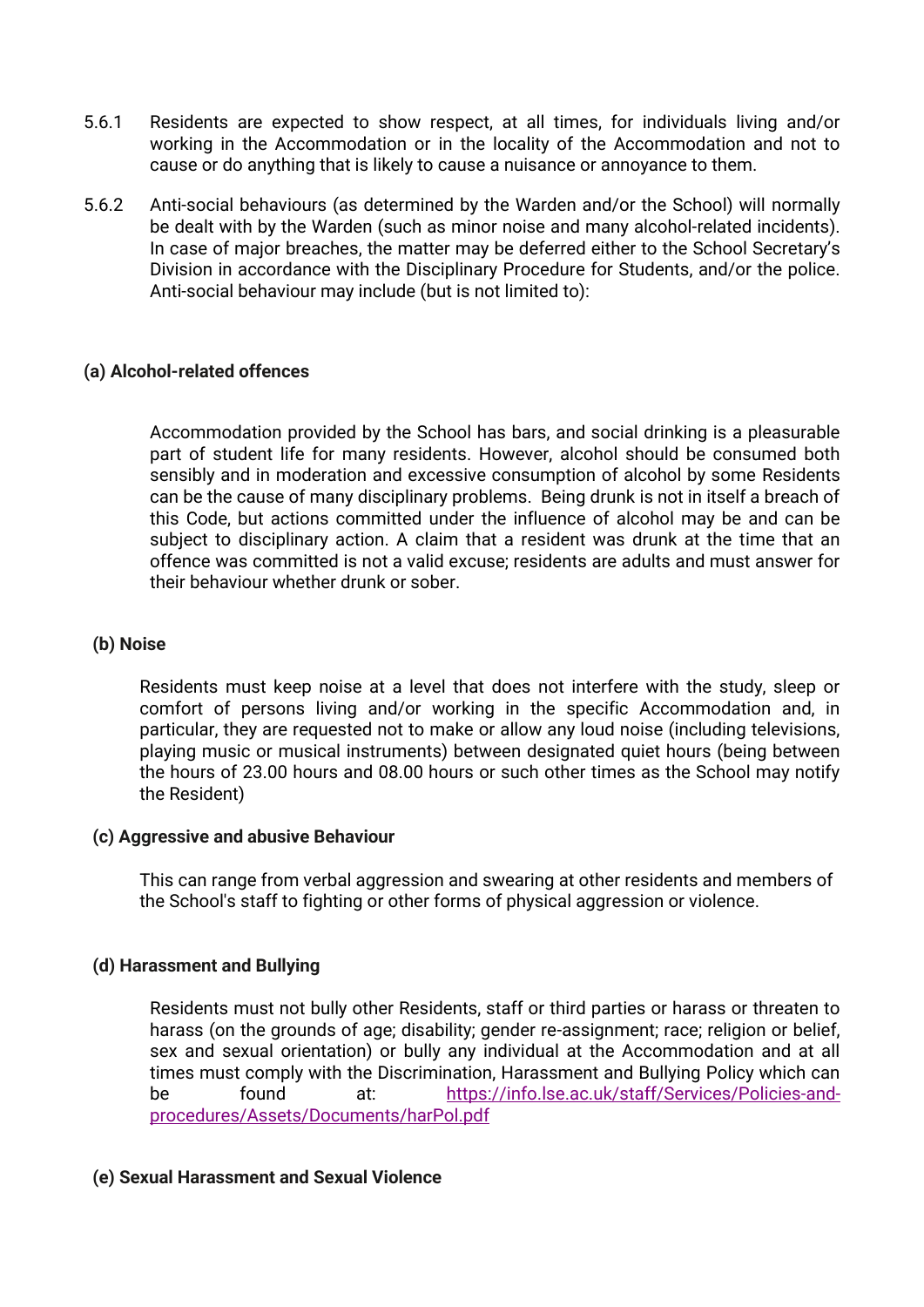5.6.1 Residents are expected to show respect, at all times, for individuals living and/or working in the Accommodation or in the locality of the Accommodation and not to cause or do anything that is likely to cause a nuisance or annoyance to them.

5.6.2 Anti-social behaviours (as determined by the Warden and/or the School) will normally be dealt with by the Warden (such as minor noise and many alcohol-related incidents). In case of major breaches, the matter may be deferred either to the School Secretary's Division in accordance with the Disciplinary Procedure for Students, and/or the police. Anti-social behaviour may include (but is not limited to):

**(a) Alcohol-related offences**

Accommodation provided by the School has bars, and social drinking is a pleasurable part of student life for many residents. However, alcohol should be consumed both sensibly and in moderation and excessive consumption of alcohol by some Residents can be the cause of many disciplinary problems. Being drunk is not in itself a breach of this Code, but actions committed under the influence of alcohol may be and can be subject to disciplinary action. A claim that a resident was drunk at the time that an offence was committed is not a valid excuse; residents are adults and must answer for their behaviour whether drunk or sober.

**(b) Noise**

Residents must keep noise at a level that does not interfere with the study, sleep or comfort of persons living and/or working in the specific Accommodation and, in particular, they are requested not to make or allow any loud noise (including televisions, playing music or musical instruments) between designated quiet hours (being between the hours of 23.00 hours and 08.00 hours or such other times as the School may notify the Resident)

**(c) Aggressive and abusive Behaviour**

This can range from verbal aggression and swearing at other residents and members of the School's staff to fighting or other forms of physical aggression or violence.

**(d) Harassment and Bullying**

Residents must not bully other Residents, staff or third parties or harass or threaten to harass (on the grounds of age; disability; gender re-assignment; race; religion or belief, sex and sexual orientation) or bully any individual at the Accommodation and at all times must comply with the Discrimination, Harassment and Bullying Policy which can be found at: [https://info.lse.ac.uk/staff/Services/Policies-and-procedures/Assets/Documents/harPol.pdf](https://info.lse.ac.uk/staff/Services/Policies-and-procedures/Assets/Documents/harPol.pdf)

**(e) Sexual Harassment and Sexual Violence**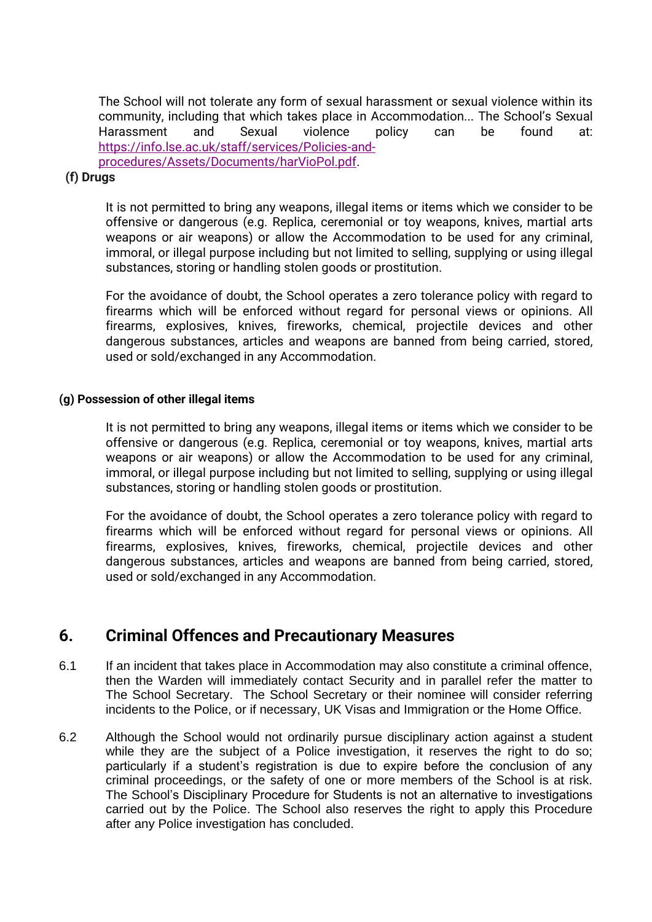The School will not tolerate any form of sexual harassment or sexual violence within its community, including that which takes place in Accommodation... The School's Sexual Harassment and Sexual violence policy can be found at: [https://info.lse.ac.uk/staff/services/Policies-and-procedures/Assets/Documents/harVioPol.pdf](https://info.lse.ac.uk/staff/services/Policies-and-procedures/Assets/Documents/harVioPol.pdf).

**(f) Drugs**

It is not permitted to bring any weapons, illegal items or items which we consider to be offensive or dangerous (e.g. Replica, ceremonial or toy weapons, knives, martial arts weapons or air weapons) or allow the Accommodation to be used for any criminal, immoral, or illegal purpose including but not limited to selling, supplying or using illegal substances, storing or handling stolen goods or prostitution.

For the avoidance of doubt, the School operates a zero tolerance policy with regard to firearms which will be enforced without regard for personal views or opinions. All firearms, explosives, knives, fireworks, chemical, projectile devices and other dangerous substances, articles and weapons are banned from being carried, stored, used or sold/exchanged in any Accommodation.

**(g) Possession of other illegal items**

It is not permitted to bring any weapons, illegal items or items which we consider to be offensive or dangerous (e.g. Replica, ceremonial or toy weapons, knives, martial arts weapons or air weapons) or allow the Accommodation to be used for any criminal, immoral, or illegal purpose including but not limited to selling, supplying or using illegal substances, storing or handling stolen goods or prostitution.

For the avoidance of doubt, the School operates a zero tolerance policy with regard to firearms which will be enforced without regard for personal views or opinions. All firearms, explosives, knives, fireworks, chemical, projectile devices and other dangerous substances, articles and weapons are banned from being carried, stored, used or sold/exchanged in any Accommodation.

## 6. Criminal Offences and Precautionary Measures

6.1 If an incident that takes place in Accommodation may also constitute a criminal offence, then the Warden will immediately contact Security and in parallel refer the matter to The School Secretary. The School Secretary or their nominee will consider referring incidents to the Police, or if necessary, UK Visas and Immigration or the Home Office.

6.2 Although the School would not ordinarily pursue disciplinary action against a student while they are the subject of a Police investigation, it reserves the right to do so; particularly if a student's registration is due to expire before the conclusion of any criminal proceedings, or the safety of one or more members of the School is at risk. The School's Disciplinary Procedure for Students is not an alternative to investigations carried out by the Police. The School also reserves the right to apply this Procedure after any Police investigation has concluded.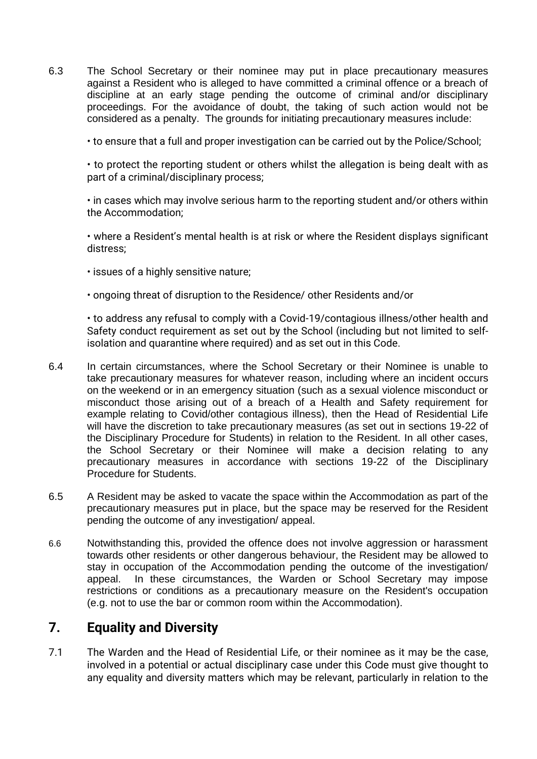6.3 The School Secretary or their nominee may put in place precautionary measures against a Resident who is alleged to have committed a criminal offence or a breach of discipline at an early stage pending the outcome of criminal and/or disciplinary proceedings. For the avoidance of doubt, the taking of such action would not be considered as a penalty. The grounds for initiating precautionary measures include:

- to ensure that a full and proper investigation can be carried out by the Police/School;
- to protect the reporting student or others whilst the allegation is being dealt with as part of a criminal/disciplinary process;
- in cases which may involve serious harm to the reporting student and/or others within the Accommodation;
- where a Resident's mental health is at risk or where the Resident displays significant distress;
- issues of a highly sensitive nature;
- ongoing threat of disruption to the Residence/ other Residents and/or
- to address any refusal to comply with a Covid-19/contagious illness/other health and Safety conduct requirement as set out by the School (including but not limited to self-isolation and quarantine where required) and as set out in this Code.

6.4 In certain circumstances, where the School Secretary or their Nominee is unable to take precautionary measures for whatever reason, including where an incident occurs on the weekend or in an emergency situation (such as a sexual violence misconduct or misconduct those arising out of a breach of a Health and Safety requirement for example relating to Covid/other contagious illness), then the Head of Residential Life will have the discretion to take precautionary measures (as set out in sections 19-22 of the Disciplinary Procedure for Students) in relation to the Resident. In all other cases, the School Secretary or their Nominee will make a decision relating to any precautionary measures in accordance with sections 19-22 of the Disciplinary Procedure for Students.

6.5 A Resident may be asked to vacate the space within the Accommodation as part of the precautionary measures put in place, but the space may be reserved for the Resident pending the outcome of any investigation/ appeal.

6.6 Notwithstanding this, provided the offence does not involve aggression or harassment towards other residents or other dangerous behaviour, the Resident may be allowed to stay in occupation of the Accommodation pending the outcome of the investigation/ appeal. In these circumstances, the Warden or School Secretary may impose restrictions or conditions as a precautionary measure on the Resident's occupation (e.g. not to use the bar or common room within the Accommodation).

## 7. Equality and Diversity

7.1 The Warden and the Head of Residential Life, or their nominee as it may be the case, involved in a potential or actual disciplinary case under this Code must give thought to any equality and diversity matters which may be relevant, particularly in relation to the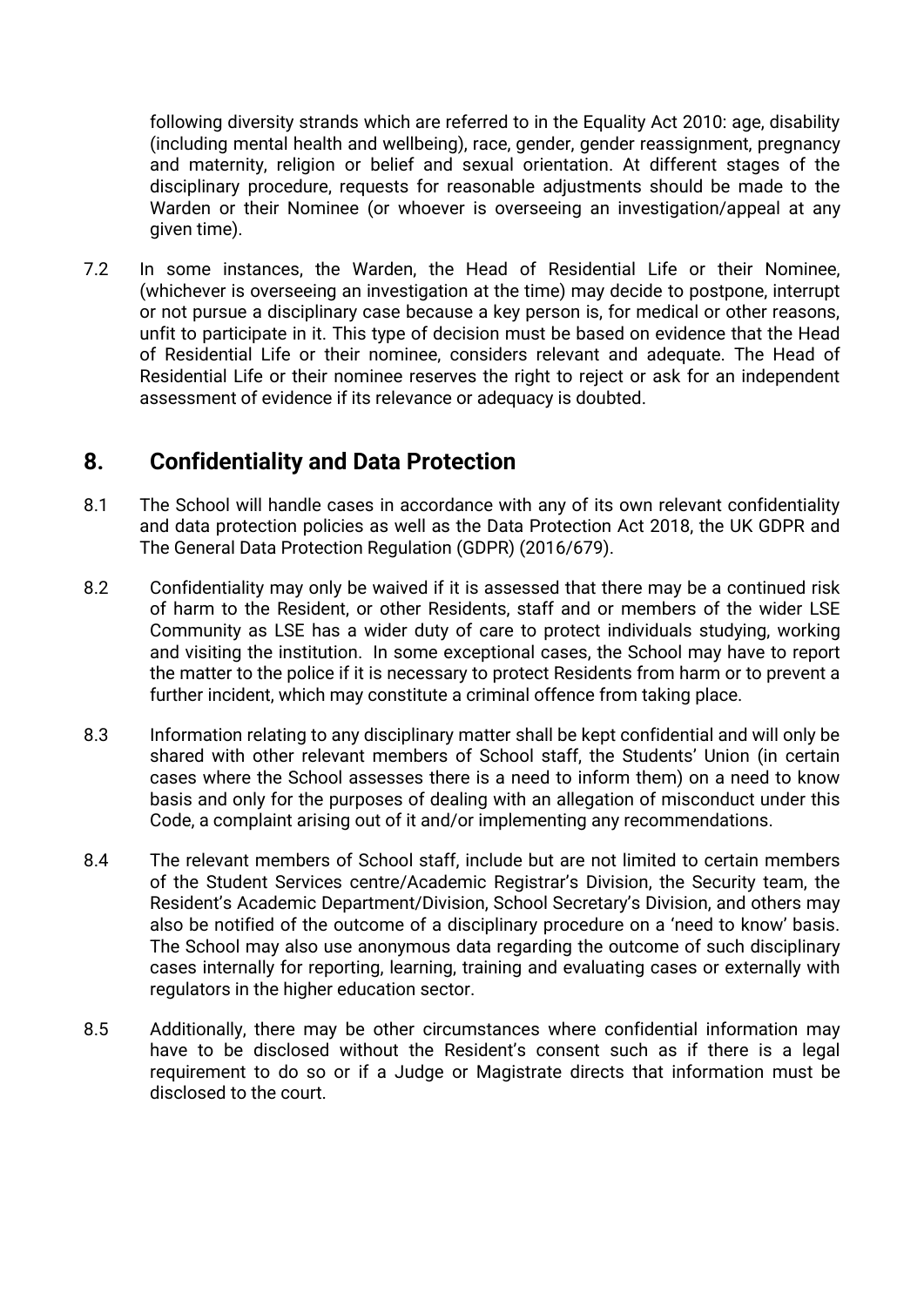following diversity strands which are referred to in the Equality Act 2010: age, disability (including mental health and wellbeing), race, gender, gender reassignment, pregnancy and maternity, religion or belief and sexual orientation. At different stages of the disciplinary procedure, requests for reasonable adjustments should be made to the Warden or their Nominee (or whoever is overseeing an investigation/appeal at any given time).

7.2 In some instances, the Warden, the Head of Residential Life or their Nominee, (whichever is overseeing an investigation at the time) may decide to postpone, interrupt or not pursue a disciplinary case because a key person is, for medical or other reasons, unfit to participate in it. This type of decision must be based on evidence that the Head of Residential Life or their nominee, considers relevant and adequate. The Head of Residential Life or their nominee reserves the right to reject or ask for an independent assessment of evidence if its relevance or adequacy is doubted.

## 8. Confidentiality and Data Protection

8.1 The School will handle cases in accordance with any of its own relevant confidentiality and data protection policies as well as the Data Protection Act 2018, the UK GDPR and The General Data Protection Regulation (GDPR) (2016/679).

8.2 Confidentiality may only be waived if it is assessed that there may be a continued risk of harm to the Resident, or other Residents, staff and or members of the wider LSE Community as LSE has a wider duty of care to protect individuals studying, working and visiting the institution. In some exceptional cases, the School may have to report the matter to the police if it is necessary to protect Residents from harm or to prevent a further incident, which may constitute a criminal offence from taking place.

8.3 Information relating to any disciplinary matter shall be kept confidential and will only be shared with other relevant members of School staff, the Students' Union (in certain cases where the School assesses there is a need to inform them) on a need to know basis and only for the purposes of dealing with an allegation of misconduct under this Code, a complaint arising out of it and/or implementing any recommendations.

8.4 The relevant members of School staff, include but are not limited to certain members of the Student Services centre/Academic Registrar's Division, the Security team, the Resident's Academic Department/Division, School Secretary's Division, and others may also be notified of the outcome of a disciplinary procedure on a 'need to know' basis. The School may also use anonymous data regarding the outcome of such disciplinary cases internally for reporting, learning, training and evaluating cases or externally with regulators in the higher education sector.

8.5 Additionally, there may be other circumstances where confidential information may have to be disclosed without the Resident's consent such as if there is a legal requirement to do so or if a Judge or Magistrate directs that information must be disclosed to the court.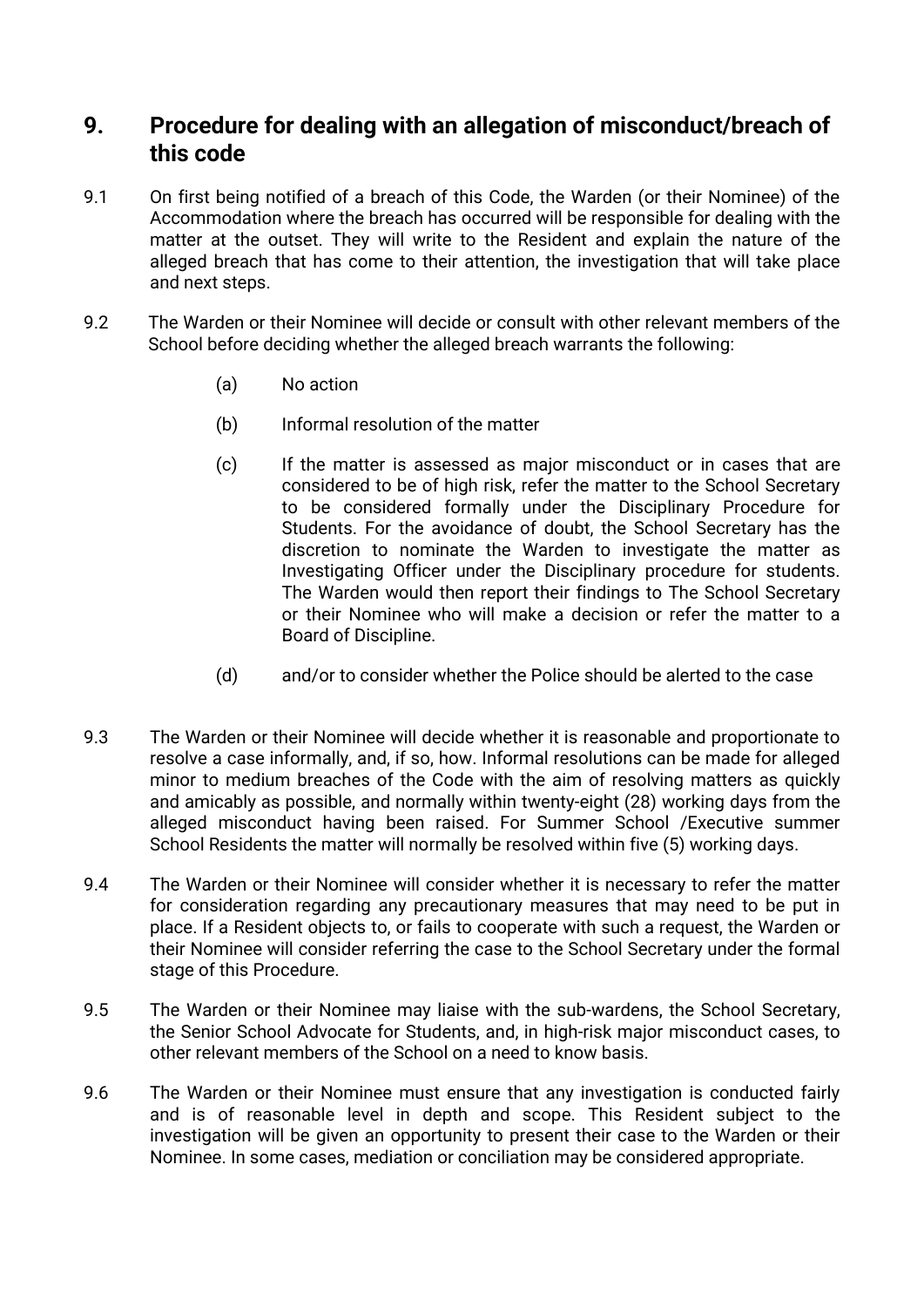## 9. Procedure for dealing with an allegation of misconduct/breach of this code

9.1 On first being notified of a breach of this Code, the Warden (or their Nominee) of the Accommodation where the breach has occurred will be responsible for dealing with the matter at the outset. They will write to the Resident and explain the nature of the alleged breach that has come to their attention, the investigation that will take place and next steps.

9.2 The Warden or their Nominee will decide or consult with other relevant members of the School before deciding whether the alleged breach warrants the following:

- (a) No action
- (b) Informal resolution of the matter
- (c) If the matter is assessed as major misconduct or in cases that are considered to be of high risk, refer the matter to the School Secretary to be considered formally under the Disciplinary Procedure for Students. For the avoidance of doubt, the School Secretary has the discretion to nominate the Warden to investigate the matter as Investigating Officer under the Disciplinary procedure for students. The Warden would then report their findings to The School Secretary or their Nominee who will make a decision or refer the matter to a Board of Discipline.
- (d) and/or to consider whether the Police should be alerted to the case

9.3 The Warden or their Nominee will decide whether it is reasonable and proportionate to resolve a case informally, and, if so, how. Informal resolutions can be made for alleged minor to medium breaches of the Code with the aim of resolving matters as quickly and amicably as possible, and normally within twenty-eight (28) working days from the alleged misconduct having been raised. For Summer School /Executive summer School Residents the matter will normally be resolved within five (5) working days.

9.4 The Warden or their Nominee will consider whether it is necessary to refer the matter for consideration regarding any precautionary measures that may need to be put in place. If a Resident objects to, or fails to cooperate with such a request, the Warden or their Nominee will consider referring the case to the School Secretary under the formal stage of this Procedure.

9.5 The Warden or their Nominee may liaise with the sub-wardens, the School Secretary, the Senior School Advocate for Students, and, in high-risk major misconduct cases, to other relevant members of the School on a need to know basis.

9.6 The Warden or their Nominee must ensure that any investigation is conducted fairly and is of reasonable level in depth and scope. This Resident subject to the investigation will be given an opportunity to present their case to the Warden or their Nominee. In some cases, mediation or conciliation may be considered appropriate.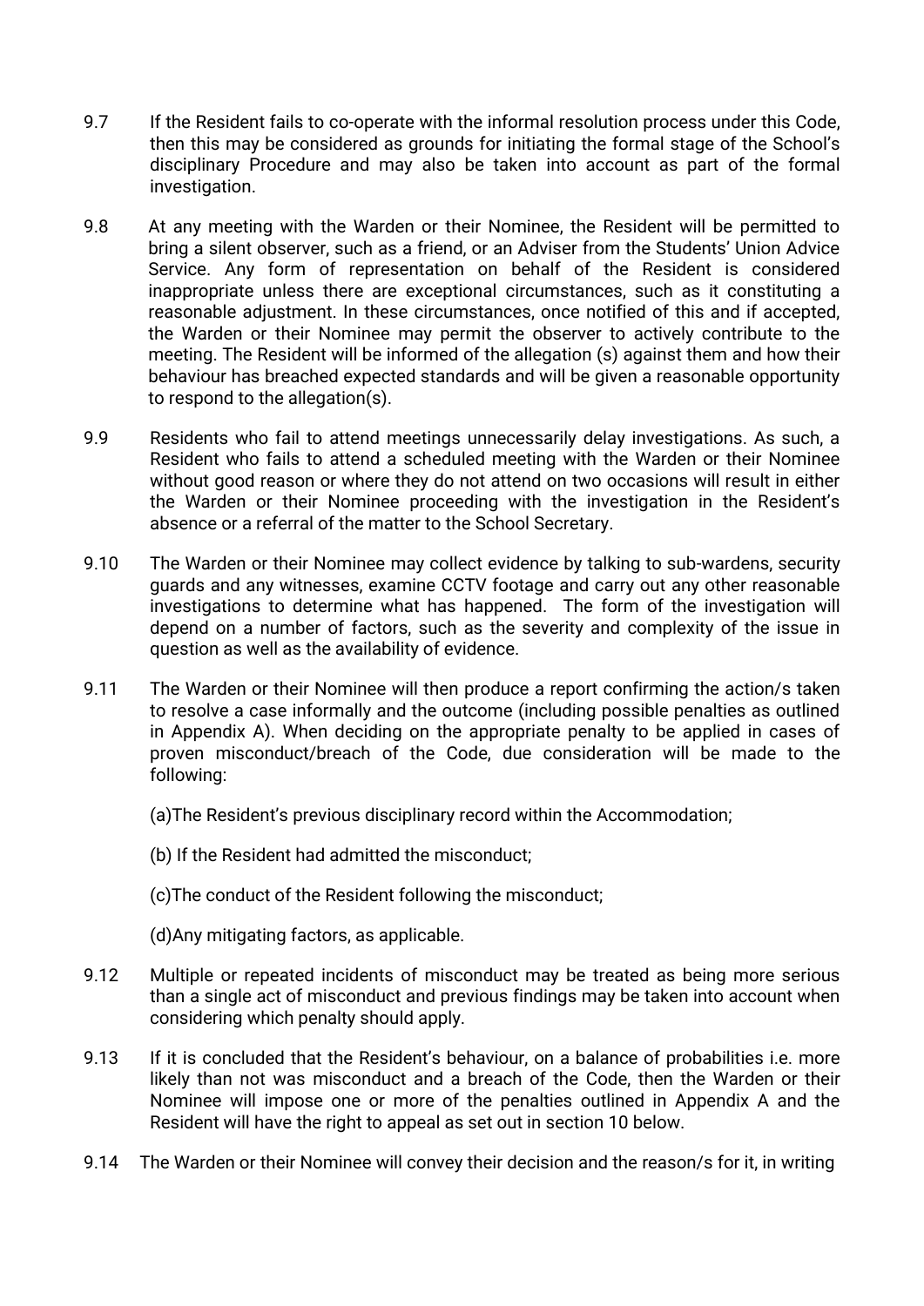9.7 If the Resident fails to co-operate with the informal resolution process under this Code, then this may be considered as grounds for initiating the formal stage of the School's disciplinary Procedure and may also be taken into account as part of the formal investigation.

9.8 At any meeting with the Warden or their Nominee, the Resident will be permitted to bring a silent observer, such as a friend, or an Adviser from the Students' Union Advice Service. Any form of representation on behalf of the Resident is considered inappropriate unless there are exceptional circumstances, such as it constituting a reasonable adjustment. In these circumstances, once notified of this and if accepted, the Warden or their Nominee may permit the observer to actively contribute to the meeting. The Resident will be informed of the allegation (s) against them and how their behaviour has breached expected standards and will be given a reasonable opportunity to respond to the allegation(s).

9.9 Residents who fail to attend meetings unnecessarily delay investigations. As such, a Resident who fails to attend a scheduled meeting with the Warden or their Nominee without good reason or where they do not attend on two occasions will result in either the Warden or their Nominee proceeding with the investigation in the Resident's absence or a referral of the matter to the School Secretary.

9.10 The Warden or their Nominee may collect evidence by talking to sub-wardens, security guards and any witnesses, examine CCTV footage and carry out any other reasonable investigations to determine what has happened. The form of the investigation will depend on a number of factors, such as the severity and complexity of the issue in question as well as the availability of evidence.

9.11 The Warden or their Nominee will then produce a report confirming the action/s taken to resolve a case informally and the outcome (including possible penalties as outlined in Appendix A). When deciding on the appropriate penalty to be applied in cases of proven misconduct/breach of the Code, due consideration will be made to the following:

(a)The Resident's previous disciplinary record within the Accommodation;

(b) If the Resident had admitted the misconduct;

(c)The conduct of the Resident following the misconduct;

(d)Any mitigating factors, as applicable.

9.12 Multiple or repeated incidents of misconduct may be treated as being more serious than a single act of misconduct and previous findings may be taken into account when considering which penalty should apply.

9.13 If it is concluded that the Resident's behaviour, on a balance of probabilities i.e. more likely than not was misconduct and a breach of the Code, then the Warden or their Nominee will impose one or more of the penalties outlined in Appendix A and the Resident will have the right to appeal as set out in section 10 below.

9.14 The Warden or their Nominee will convey their decision and the reason/s for it, in writing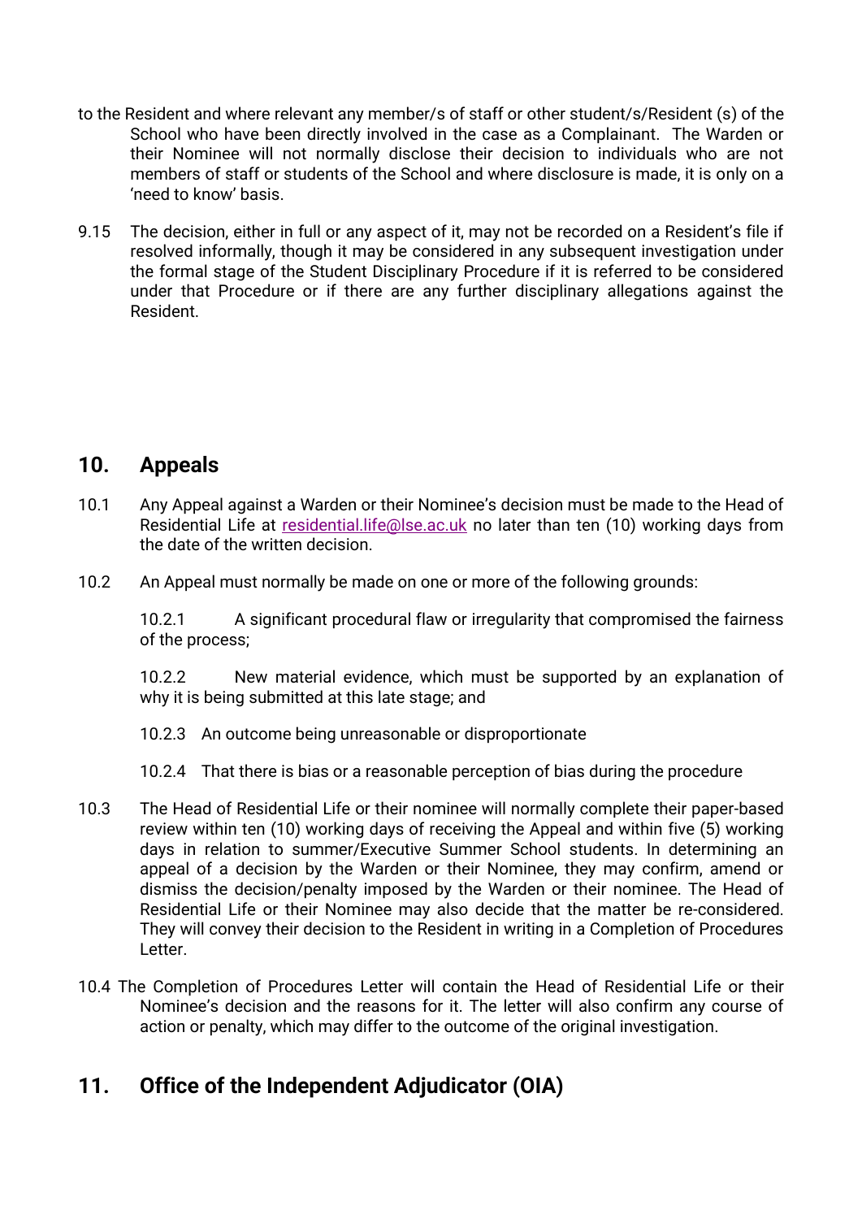to the Resident and where relevant any member/s of staff or other student/s/Resident (s) of the School who have been directly involved in the case as a Complainant. The Warden or their Nominee will not normally disclose their decision to individuals who are not members of staff or students of the School and where disclosure is made, it is only on a 'need to know' basis.

9.15 The decision, either in full or any aspect of it, may not be recorded on a Resident's file if resolved informally, though it may be considered in any subsequent investigation under the formal stage of the Student Disciplinary Procedure if it is referred to be considered under that Procedure or if there are any further disciplinary allegations against the Resident.

## 10. Appeals

10.1 Any Appeal against a Warden or their Nominee's decision must be made to the Head of Residential Life at residential.life@lse.ac.uk no later than ten (10) working days from the date of the written decision.

10.2 An Appeal must normally be made on one or more of the following grounds:

10.2.1 A significant procedural flaw or irregularity that compromised the fairness of the process;

10.2.2 New material evidence, which must be supported by an explanation of why it is being submitted at this late stage; and

10.2.3 An outcome being unreasonable or disproportionate

10.2.4 That there is bias or a reasonable perception of bias during the procedure

10.3 The Head of Residential Life or their nominee will normally complete their paper-based review within ten (10) working days of receiving the Appeal and within five (5) working days in relation to summer/Executive Summer School students. In determining an appeal of a decision by the Warden or their Nominee, they may confirm, amend or dismiss the decision/penalty imposed by the Warden or their nominee. The Head of Residential Life or their Nominee may also decide that the matter be re-considered. They will convey their decision to the Resident in writing in a Completion of Procedures Letter.

10.4 The Completion of Procedures Letter will contain the Head of Residential Life or their Nominee's decision and the reasons for it. The letter will also confirm any course of action or penalty, which may differ to the outcome of the original investigation.

## 11. Office of the Independent Adjudicator (OIA)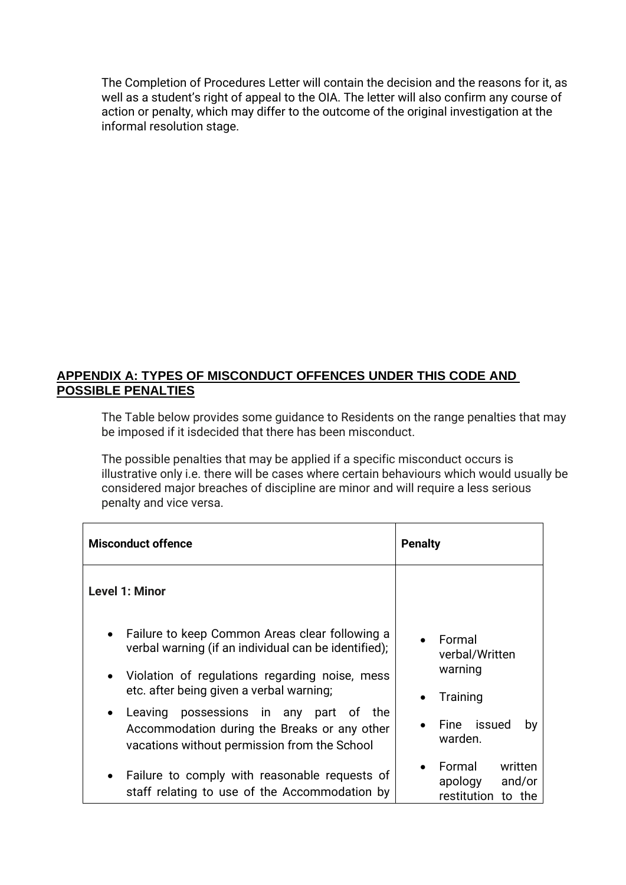The Completion of Procedures Letter will contain the decision and the reasons for it, as well as a student's right of appeal to the OIA. The letter will also confirm any course of action or penalty, which may differ to the outcome of the original investigation at the informal resolution stage.

## APPENDIX A: TYPES OF MISCONDUCT OFFENCES UNDER THIS CODE AND POSSIBLE PENALTIES

The Table below provides some guidance to Residents on the range penalties that may be imposed if it isdecided that there has been misconduct.

The possible penalties that may be applied if a specific misconduct occurs is illustrative only i.e. there will be cases where certain behaviours which would usually be considered major breaches of discipline are minor and will require a less serious penalty and vice versa.

| Misconduct offence | Penalty |
|---|---|
| **Level 1: Minor** | |
| • Failure to keep Common Areas clear following a verbal warning (if an individual can be identified);<br>• Violation of regulations regarding noise, mess etc. after being given a verbal warning;<br>• Leaving possessions in any part of the Accommodation during the Breaks or any other vacations without permission from the School<br>• Failure to comply with reasonable requests of staff relating to use of the Accommodation by | • Formal verbal/Written warning<br>• Training<br>• Fine issued by warden.<br>• Formal written apology and/or restitution to the |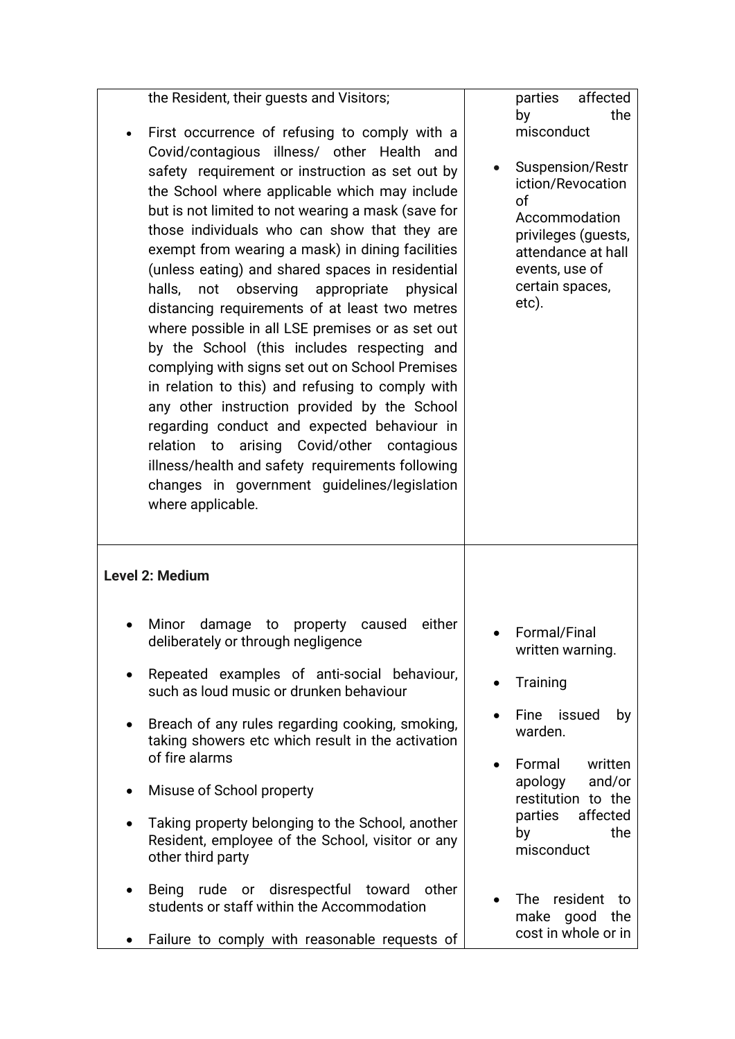| | |
|---|---|
| the Resident, their guests and Visitors;<br><br>• First occurrence of refusing to comply with a Covid/contagious illness/ other Health and safety requirement or instruction as set out by the School where applicable which may include but is not limited to not wearing a mask (save for those individuals who can show that they are exempt from wearing a mask) in dining facilities (unless eating) and shared spaces in residential halls, not observing appropriate physical distancing requirements of at least two metres where possible in all LSE premises or as set out by the School (this includes respecting and complying with signs set out on School Premises in relation to this) and refusing to comply with any other instruction provided by the School regarding conduct and expected behaviour in relation to arising Covid/other contagious illness/health and safety requirements following changes in government guidelines/legislation where applicable. | parties affected by the misconduct<br><br>• Suspension/Restriction/Revocation of Accommodation privileges (guests, attendance at hall events, use of certain spaces, etc). |
| **Level 2: Medium**<br><br>• Minor damage to property caused either deliberately or through negligence<br><br>• Repeated examples of anti-social behaviour, such as loud music or drunken behaviour<br><br>• Breach of any rules regarding cooking, smoking, taking showers etc which result in the activation of fire alarms<br><br>• Misuse of School property<br><br>• Taking property belonging to the School, another Resident, employee of the School, visitor or any other third party<br><br>• Being rude or disrespectful toward other students or staff within the Accommodation<br><br>• Failure to comply with reasonable requests of | • Formal/Final written warning.<br><br>• Training<br><br>• Fine issued by warden.<br><br>• Formal written apology and/or restitution to the parties affected by the misconduct<br><br>• The resident to make good the cost in whole or in |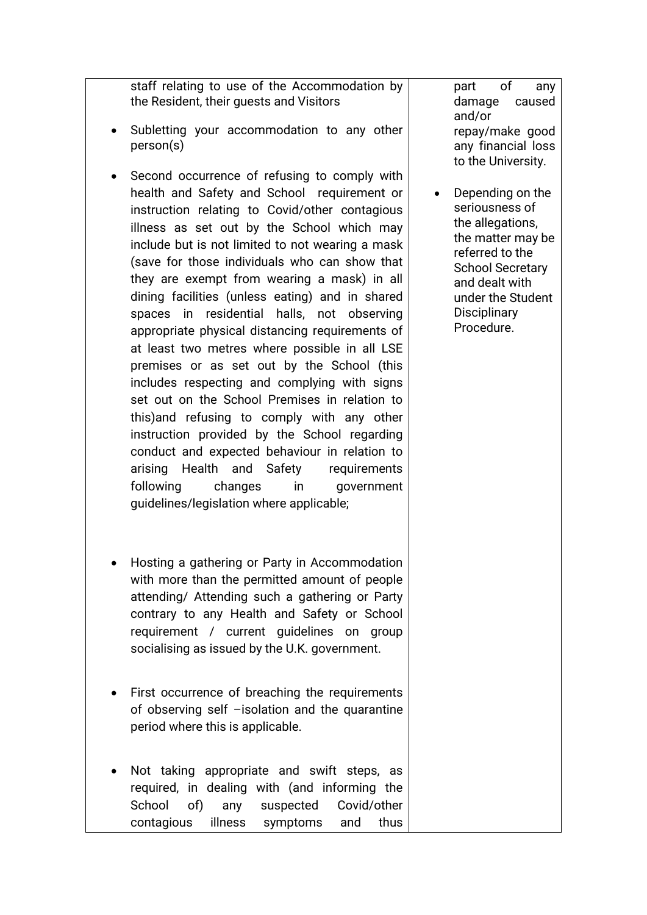| | | |
|---|---|---|
| | staff relating to use of the Accommodation by the Resident, their guests and Visitors<br><br>• Subletting your accommodation to any other person(s)<br><br>• Second occurrence of refusing to comply with health and Safety and School requirement or instruction relating to Covid/other contagious illness as set out by the School which may include but is not limited to not wearing a mask (save for those individuals who can show that they are exempt from wearing a mask) in all dining facilities (unless eating) and in shared spaces in residential halls, not observing appropriate physical distancing requirements of at least two metres where possible in all LSE premises or as set out by the School (this includes respecting and complying with signs set out on the School Premises in relation to this)and refusing to comply with any other instruction provided by the School regarding conduct and expected behaviour in relation to arising Health and Safety requirements following changes in government guidelines/legislation where applicable;<br><br>• Hosting a gathering or Party in Accommodation with more than the permitted amount of people attending/ Attending such a gathering or Party contrary to any Health and Safety or School requirement / current guidelines on group socialising as issued by the U.K. government.<br><br>• First occurrence of breaching the requirements of observing self –isolation and the quarantine period where this is applicable.<br><br>• Not taking appropriate and swift steps, as required, in dealing with (and informing the School of) any suspected Covid/other contagious illness symptoms and thus | part of any damage caused and/or repay/make good any financial loss to the University.<br><br>• Depending on the seriousness of the allegations, the matter may be referred to the School Secretary and dealt with under the Student Disciplinary Procedure. |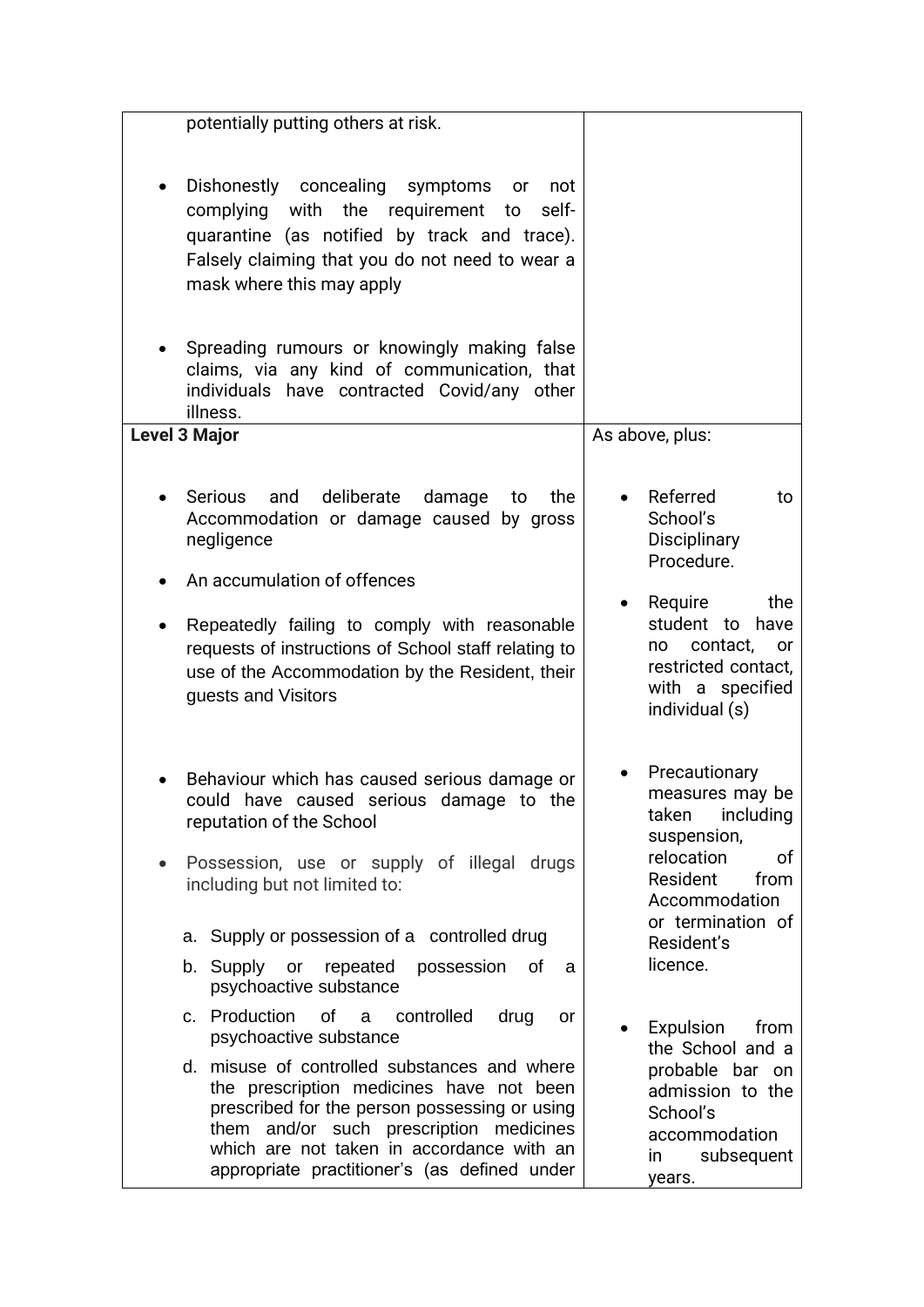| | |
|---|---|
| potentially putting others at risk.<br><br>• Dishonestly concealing symptoms or not complying with the requirement to self-quarantine (as notified by track and trace). Falsely claiming that you do not need to wear a mask where this may apply<br><br>• Spreading rumours or knowingly making false claims, via any kind of communication, that individuals have contracted Covid/any other illness. | |
| **Level 3 Major**<br><br>• Serious and deliberate damage to the Accommodation or damage caused by gross negligence<br><br>• An accumulation of offences<br><br>• Repeatedly failing to comply with reasonable requests of instructions of School staff relating to use of the Accommodation by the Resident, their guests and Visitors<br><br>• Behaviour which has caused serious damage or could have caused serious damage to the reputation of the School<br><br>• Possession, use or supply of illegal drugs including but not limited to:<br><br>a. Supply or possession of a controlled drug<br>b. Supply or repeated possession of a psychoactive substance<br>c. Production of a controlled drug or psychoactive substance<br>d. misuse of controlled substances and where the prescription medicines have not been prescribed for the person possessing or using them and/or such prescription medicines which are not taken in accordance with an appropriate practitioner's (as defined under | As above, plus:<br><br>• Referred to School's Disciplinary Procedure.<br><br>• Require the student to have no contact, or restricted contact, with a specified individual (s)<br><br>• Precautionary measures may be taken including suspension, relocation of Resident from Accommodation or termination of Resident's licence.<br><br>• Expulsion from the School and a probable bar on admission to the School's accommodation in subsequent years. |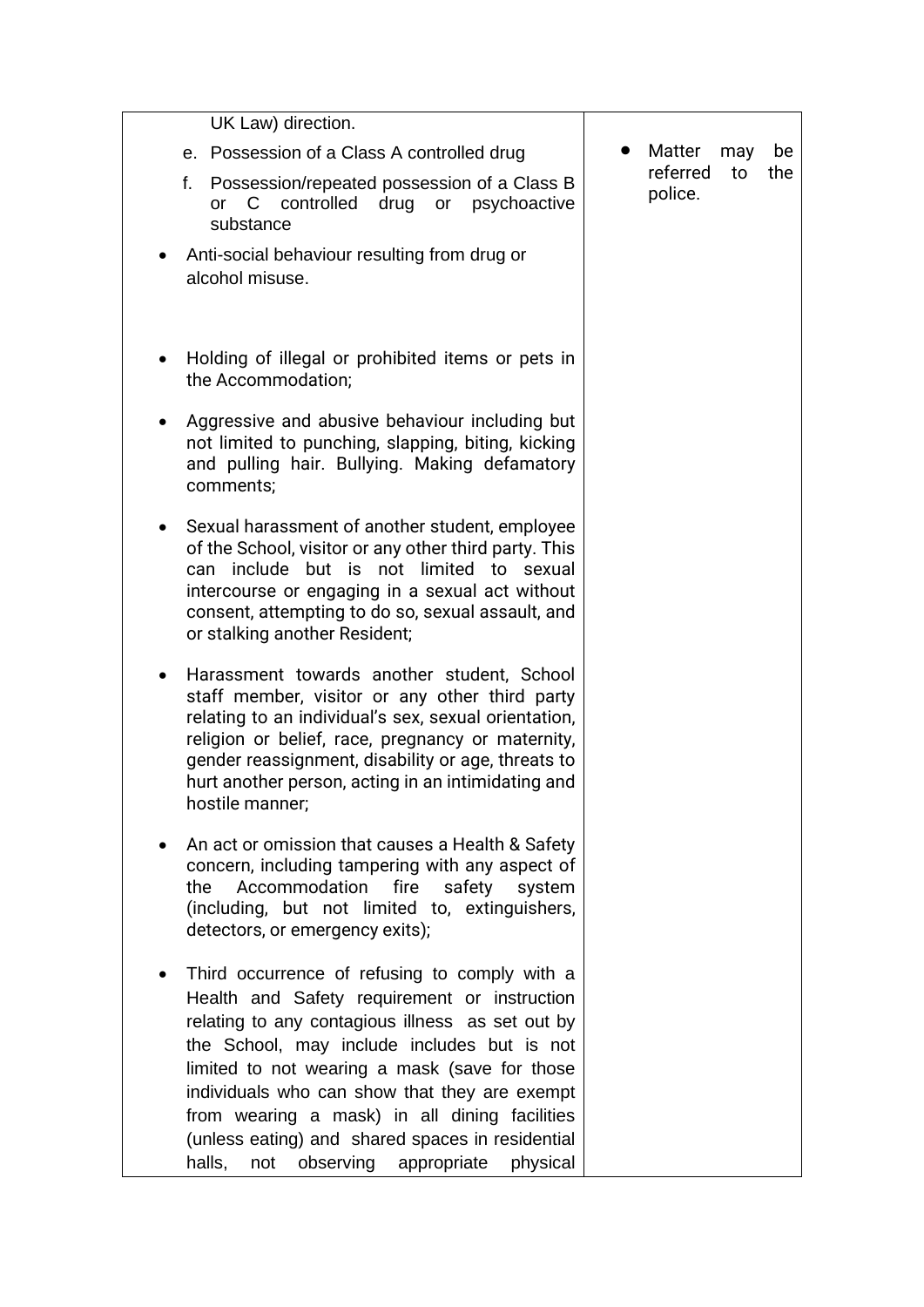| | |
|---|---|
| UK Law) direction.<br>e. Possession of a Class A controlled drug<br>f. Possession/repeated possession of a Class B or C controlled drug or psychoactive substance<br>• Anti-social behaviour resulting from drug or alcohol misuse.<br><br>• Holding of illegal or prohibited items or pets in the Accommodation;<br>• Aggressive and abusive behaviour including but not limited to punching, slapping, biting, kicking and pulling hair. Bullying. Making defamatory comments;<br>• Sexual harassment of another student, employee of the School, visitor or any other third party. This can include but is not limited to sexual intercourse or engaging in a sexual act without consent, attempting to do so, sexual assault, and or stalking another Resident;<br>• Harassment towards another student, School staff member, visitor or any other third party relating to an individual's sex, sexual orientation, religion or belief, race, pregnancy or maternity, gender reassignment, disability or age, threats to hurt another person, acting in an intimidating and hostile manner;<br>• An act or omission that causes a Health & Safety concern, including tampering with any aspect of the Accommodation fire safety system (including, but not limited to, extinguishers, detectors, or emergency exits);<br>• Third occurrence of refusing to comply with a Health and Safety requirement or instruction relating to any contagious illness as set out by the School, may include includes but is not limited to not wearing a mask (save for those individuals who can show that they are exempt from wearing a mask) in all dining facilities (unless eating) and shared spaces in residential halls, not observing appropriate physical | • Matter may be referred to the police. |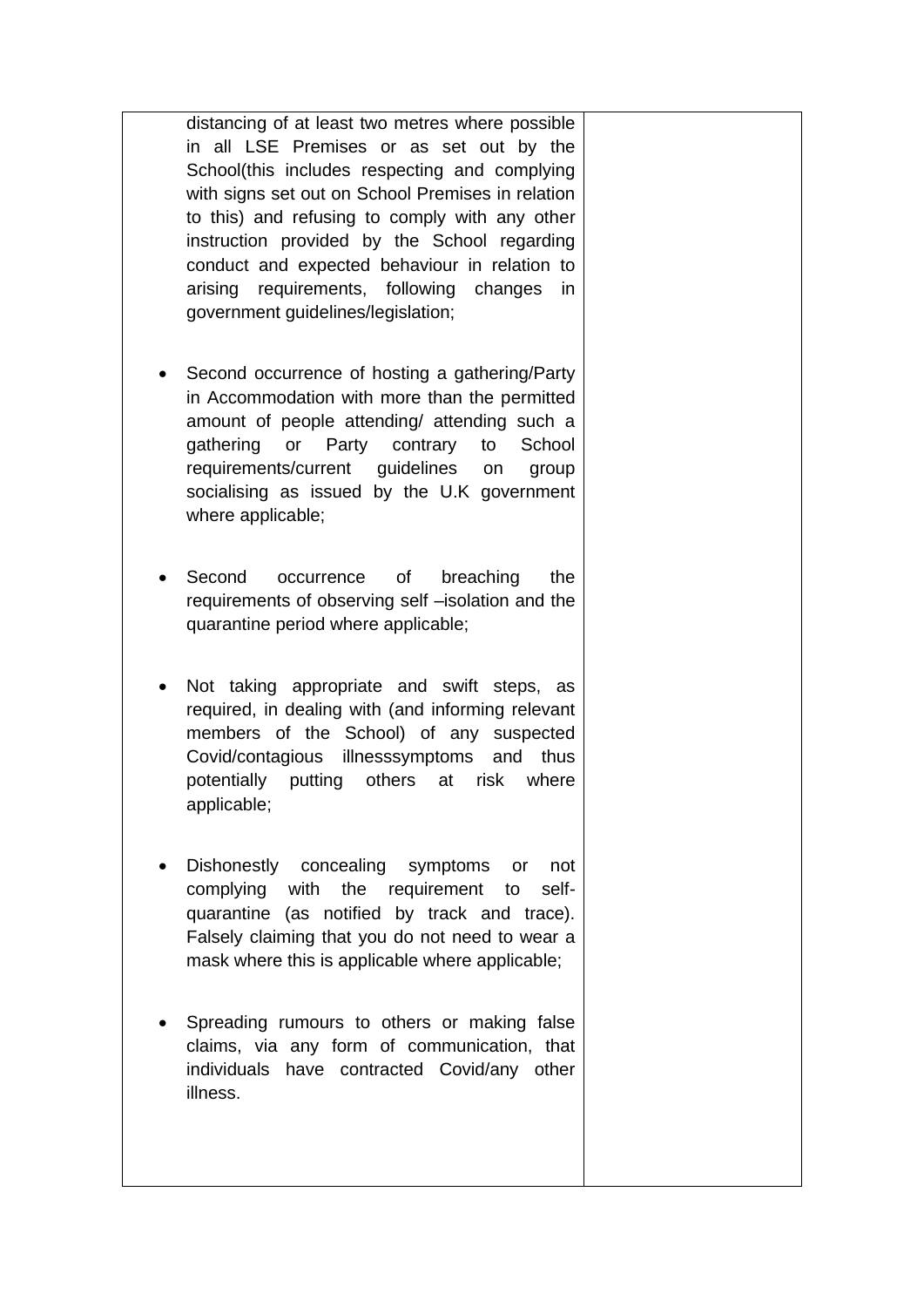| | |
|---|---|
| distancing of at least two metres where possible in all LSE Premises or as set out by the School(this includes respecting and complying with signs set out on School Premises in relation to this) and refusing to comply with any other instruction provided by the School regarding conduct and expected behaviour in relation to arising requirements, following changes in government guidelines/legislation;<br><br>• Second occurrence of hosting a gathering/Party in Accommodation with more than the permitted amount of people attending/ attending such a gathering or Party contrary to School requirements/current guidelines on group socialising as issued by the U.K government where applicable;<br><br>• Second occurrence of breaching the requirements of observing self –isolation and the quarantine period where applicable;<br><br>• Not taking appropriate and swift steps, as required, in dealing with (and informing relevant members of the School) of any suspected Covid/contagious illnesssymptoms and thus potentially putting others at risk where applicable;<br><br>• Dishonestly concealing symptoms or not complying with the requirement to self-quarantine (as notified by track and trace). Falsely claiming that you do not need to wear a mask where this is applicable where applicable;<br><br>• Spreading rumours to others or making false claims, via any form of communication, that individuals have contracted Covid/any other illness. | |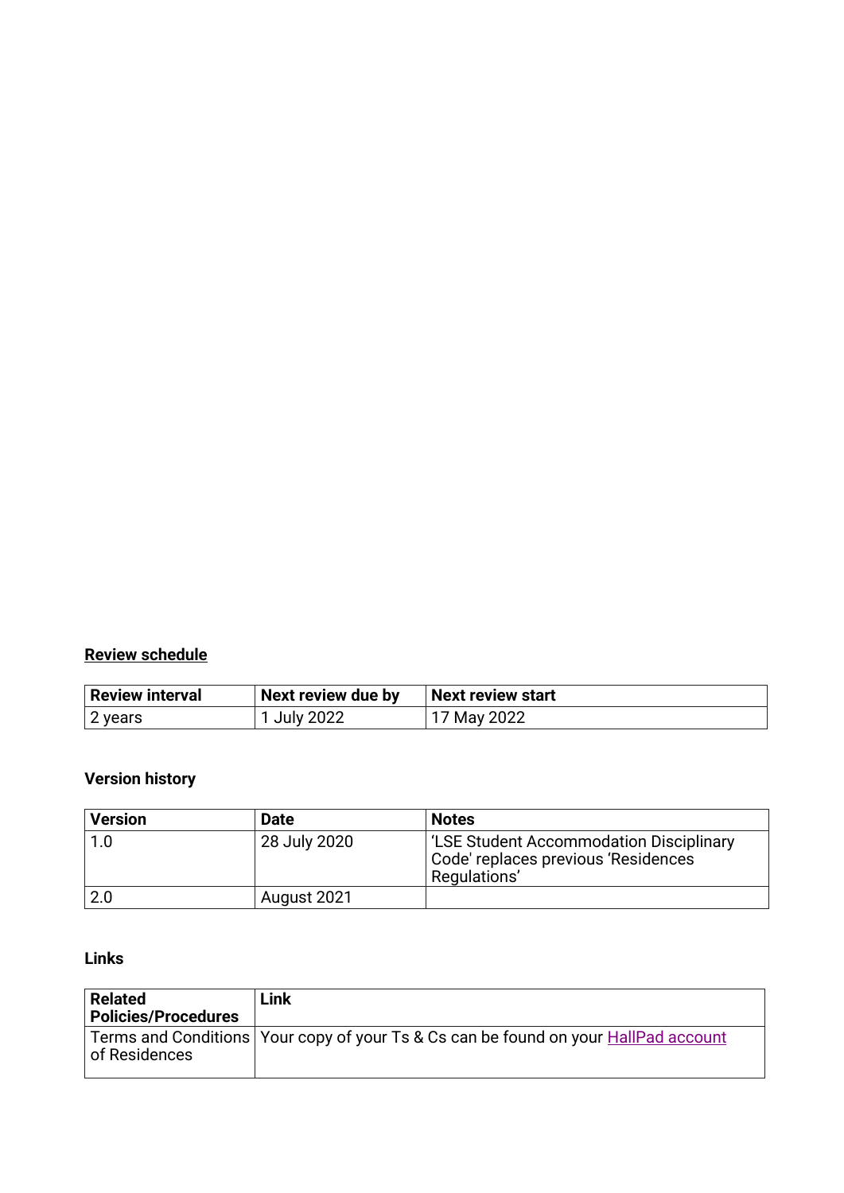**Review schedule**

| Review interval | Next review due by | Next review start |
|---|---|---|
| 2 years | 1 July 2022 | 17 May 2022 |

**Version history**

| Version | Date | Notes |
|---|---|---|
| 1.0 | 28 July 2020 | 'LSE Student Accommodation Disciplinary Code' replaces previous 'Residences Regulations' |
| 2.0 | August 2021 | |

**Links**

| Related Policies/Procedures | Link |
|---|---|
| Terms and Conditions of Residences | Your copy of your Ts & Cs can be found on your HallPad account |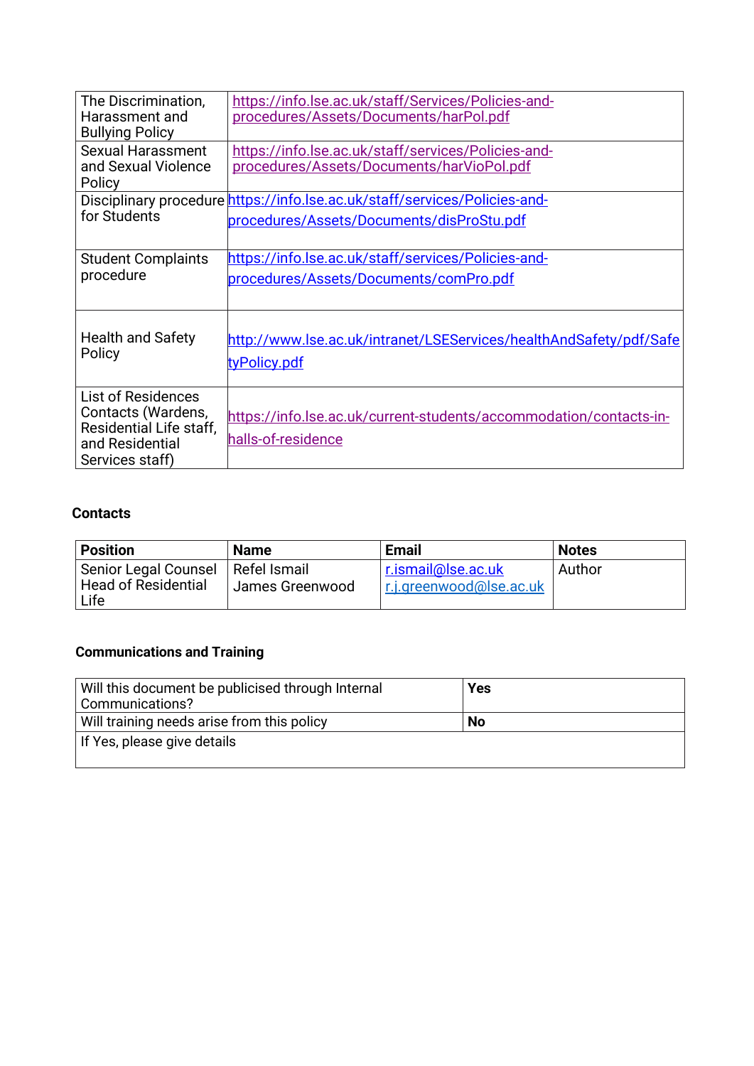| | |
|---|---|
| The Discrimination, Harassment and Bullying Policy | https://info.lse.ac.uk/staff/Services/Policies-and-procedures/Assets/Documents/harPol.pdf |
| Sexual Harassment and Sexual Violence Policy | https://info.lse.ac.uk/staff/services/Policies-and-procedures/Assets/Documents/harVioPol.pdf |
| Disciplinary procedure for Students | https://info.lse.ac.uk/staff/services/Policies-and-procedures/Assets/Documents/disProStu.pdf |
| Student Complaints procedure | https://info.lse.ac.uk/staff/services/Policies-and-procedures/Assets/Documents/comPro.pdf |
| Health and Safety Policy | http://www.lse.ac.uk/intranet/LSEServices/healthAndSafety/pdf/SafetyPolicy.pdf |
| List of Residences Contacts (Wardens, Residential Life staff, and Residential Services staff) | https://info.lse.ac.uk/current-students/accommodation/contacts-in-halls-of-residence |

**Contacts**

| Position | Name | Email | Notes |
|---|---|---|---|
| Senior Legal Counsel | Refel Ismail | r.ismail@lse.ac.uk | Author |
| Head of Residential Life | James Greenwood | r.j.greenwood@lse.ac.uk | |

**Communications and Training**

| | |
|---|---|
| Will this document be publicised through Internal Communications? | **Yes** |
| Will training needs arise from this policy | **No** |
| If Yes, please give details | |